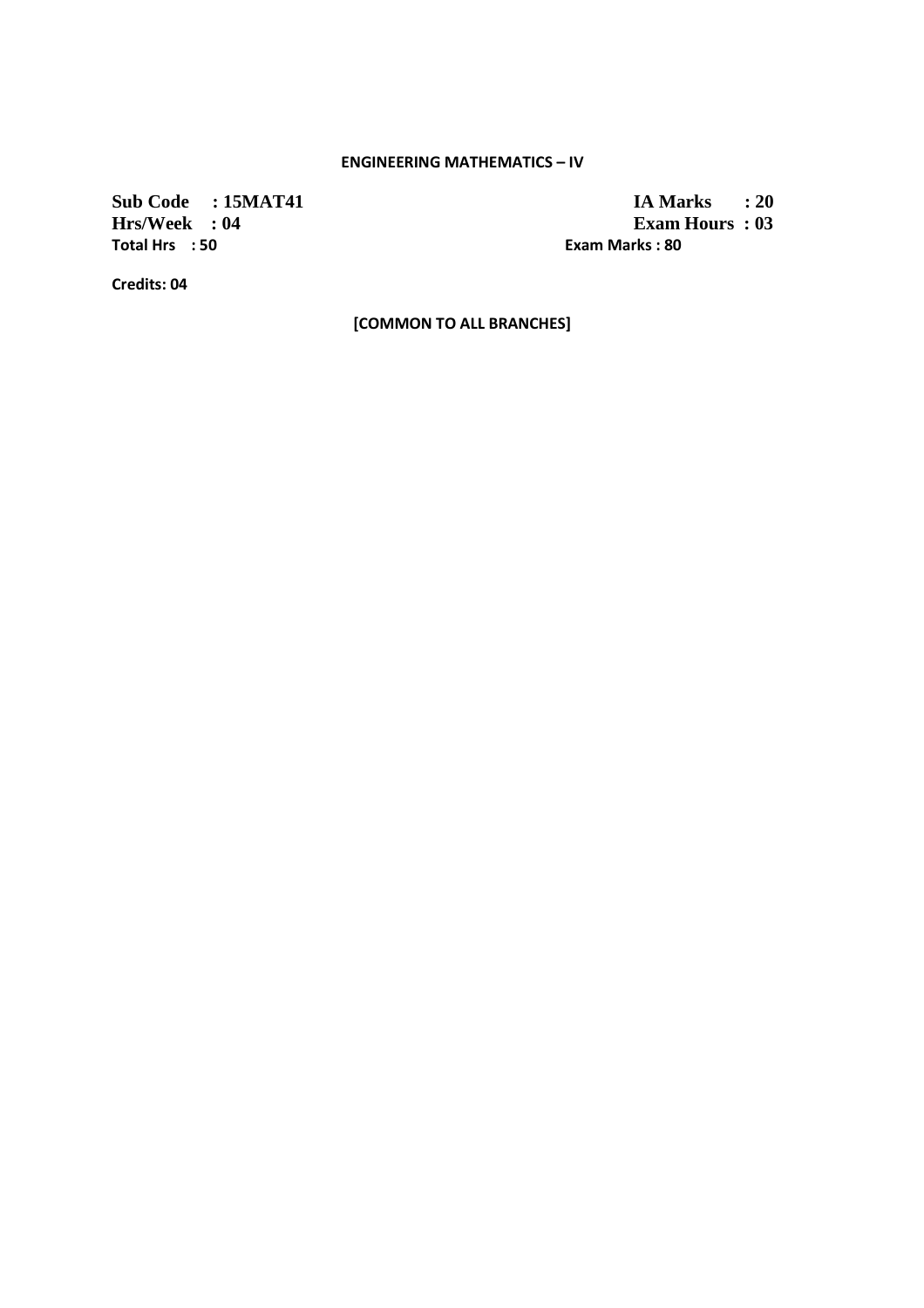# ENGINEERING MATHEMATICS – IV

| | |
|---|---|
| **Sub Code : 15MAT41** | **IA Marks : 20** |
| **Hrs/Week : 04** | **Exam Hours : 03** |
| **Total Hrs : 50** | **Exam Marks : 80** |

**Credits: 04**

**[COMMON TO ALL BRANCHES]**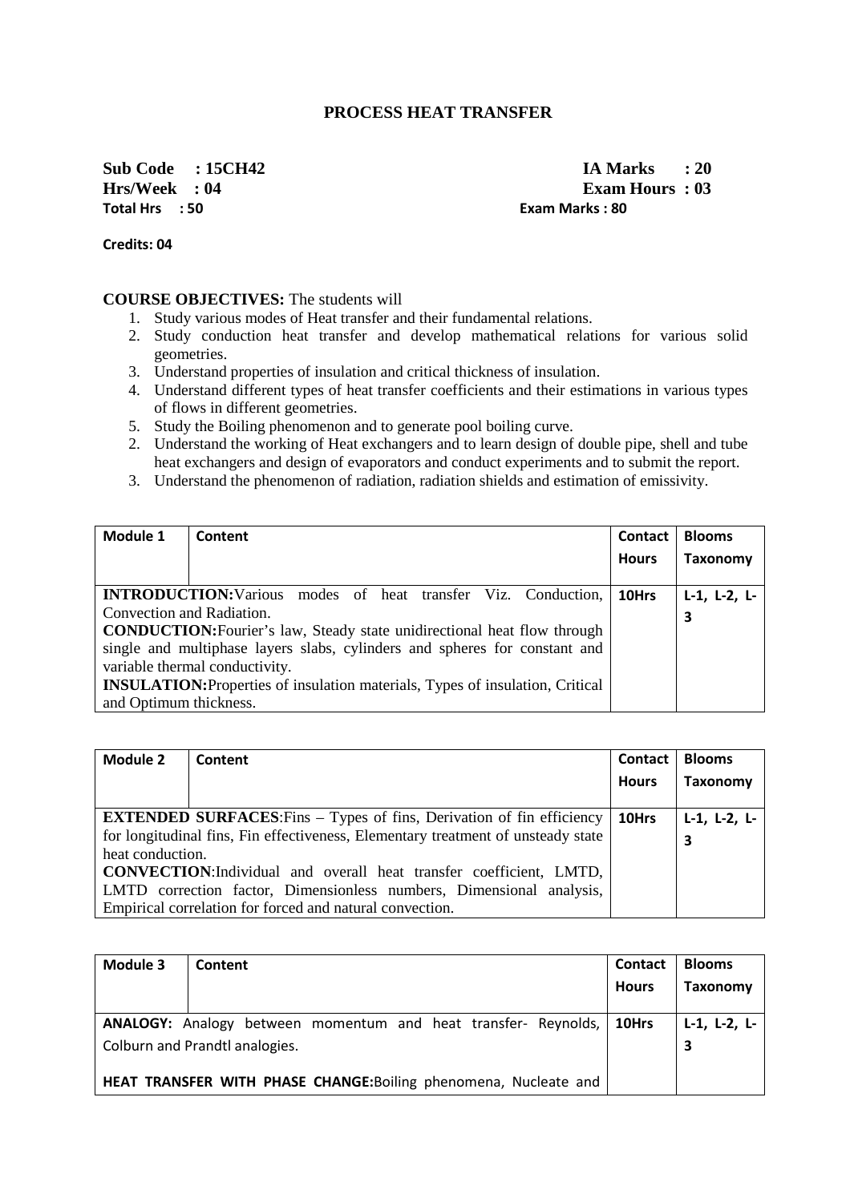# PROCESS HEAT TRANSFER

**Sub Code : 15CH42** **IA Marks : 20**
**Hrs/Week : 04** **Exam Hours : 03**
**Total Hrs : 50** **Exam Marks : 80**

**Credits: 04**

**COURSE OBJECTIVES:** The students will

1. Study various modes of Heat transfer and their fundamental relations.
2. Study conduction heat transfer and develop mathematical relations for various solid geometries.
3. Understand properties of insulation and critical thickness of insulation.
4. Understand different types of heat transfer coefficients and their estimations in various types of flows in different geometries.
5. Study the Boiling phenomenon and to generate pool boiling curve.
2. Understand the working of Heat exchangers and to learn design of double pipe, shell and tube heat exchangers and design of evaporators and conduct experiments and to submit the report.
3. Understand the phenomenon of radiation, radiation shields and estimation of emissivity.

| Module 1 | Content | Contact Hours | Blooms Taxonomy |
|---|---|---|---|
| **INTRODUCTION:**Various modes of heat transfer Viz. Conduction, Convection and Radiation. **CONDUCTION:**Fourier's law, Steady state unidirectional heat flow through single and multiphase layers slabs, cylinders and spheres for constant and variable thermal conductivity. **INSULATION:**Properties of insulation materials, Types of insulation, Critical and Optimum thickness. | | 10Hrs | L-1, L-2, L-3 |

| Module 2 | Content | Contact Hours | Blooms Taxonomy |
|---|---|---|---|
| **EXTENDED SURFACES**:Fins – Types of fins, Derivation of fin efficiency for longitudinal fins, Fin effectiveness, Elementary treatment of unsteady state heat conduction. **CONVECTION**:Individual and overall heat transfer coefficient, LMTD, LMTD correction factor, Dimensionless numbers, Dimensional analysis, Empirical correlation for forced and natural convection. | | 10Hrs | L-1, L-2, L-3 |

| Module 3 | Content | Contact Hours | Blooms Taxonomy |
|---|---|---|---|
| **ANALOGY:** Analogy between momentum and heat transfer- Reynolds, Colburn and Prandtl analogies. **HEAT TRANSFER WITH PHASE CHANGE:**Boiling phenomena, Nucleate and | | 10Hrs | L-1, L-2, L-3 |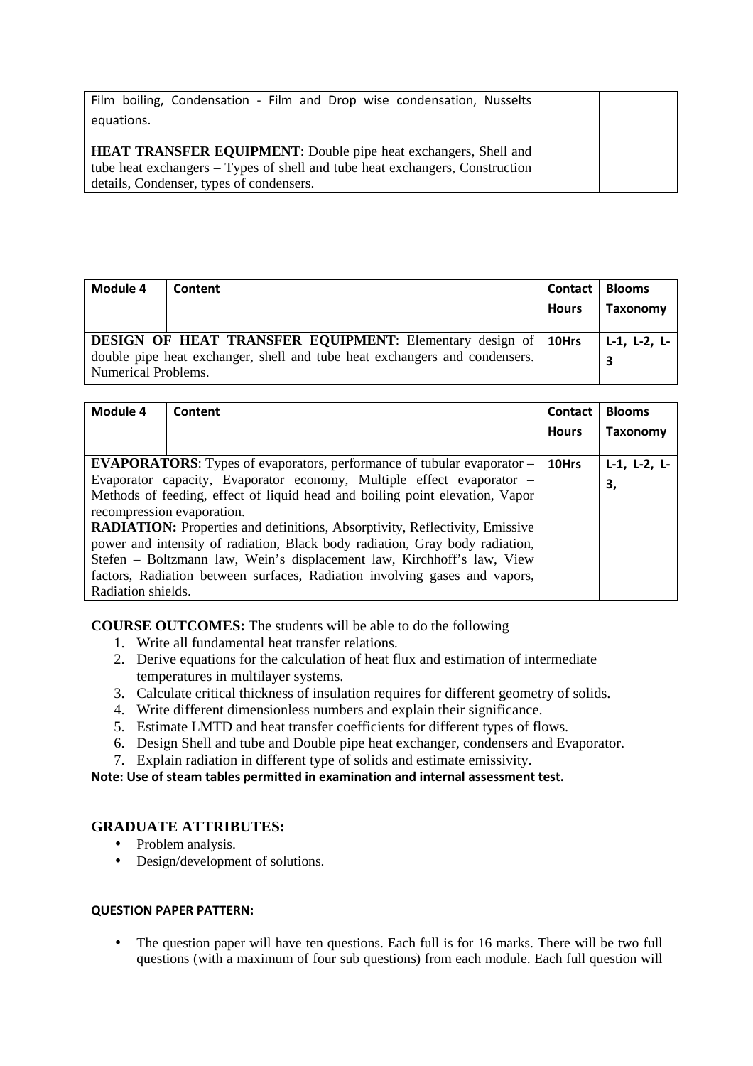| | | |
|---|---|---|
| Film boiling, Condensation - Film and Drop wise condensation, Nusselts equations.<br><br>**HEAT TRANSFER EQUIPMENT**: Double pipe heat exchangers, Shell and tube heat exchangers – Types of shell and tube heat exchangers, Construction details, Condenser, types of condensers. | | |

| Module 4 | Content | Contact Hours | Blooms Taxonomy |
|---|---|---|---|
| **DESIGN OF HEAT TRANSFER EQUIPMENT**: Elementary design of double pipe heat exchanger, shell and tube heat exchangers and condensers. Numerical Problems. | | 10Hrs | L-1, L-2, L-3 |

| Module 4 | Content | Contact Hours | Blooms Taxonomy |
|---|---|---|---|
| **EVAPORATORS**: Types of evaporators, performance of tubular evaporator – Evaporator capacity, Evaporator economy, Multiple effect evaporator – Methods of feeding, effect of liquid head and boiling point elevation, Vapor recompression evaporation.<br>**RADIATION:** Properties and definitions, Absorptivity, Reflectivity, Emissive power and intensity of radiation, Black body radiation, Gray body radiation, Stefen – Boltzmann law, Wein's displacement law, Kirchhoff's law, View factors, Radiation between surfaces, Radiation involving gases and vapors, Radiation shields. | | 10Hrs | L-1, L-2, L-3, |

**COURSE OUTCOMES:** The students will be able to do the following

1. Write all fundamental heat transfer relations.
2. Derive equations for the calculation of heat flux and estimation of intermediate temperatures in multilayer systems.
3. Calculate critical thickness of insulation requires for different geometry of solids.
4. Write different dimensionless numbers and explain their significance.
5. Estimate LMTD and heat transfer coefficients for different types of flows.
6. Design Shell and tube and Double pipe heat exchanger, condensers and Evaporator.
7. Explain radiation in different type of solids and estimate emissivity.

**Note: Use of steam tables permitted in examination and internal assessment test.**

## GRADUATE ATTRIBUTES:

- Problem analysis.
- Design/development of solutions.

#### QUESTION PAPER PATTERN:

- The question paper will have ten questions. Each full is for 16 marks. There will be two full questions (with a maximum of four sub questions) from each module. Each full question will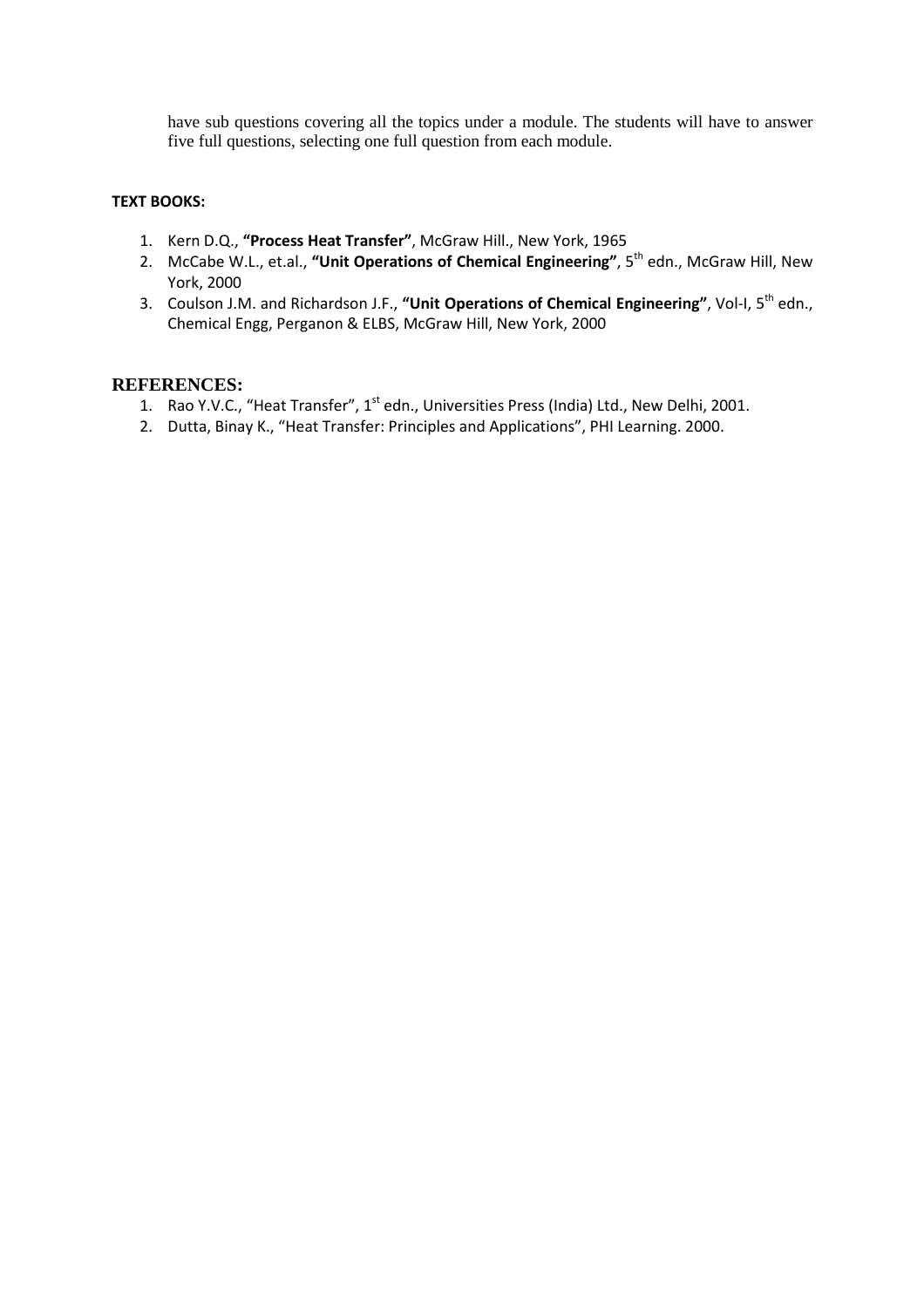have sub questions covering all the topics under a module. The students will have to answer five full questions, selecting one full question from each module.

**TEXT BOOKS:**

1. Kern D.Q., **"Process Heat Transfer"**, McGraw Hill., New York, 1965
2. McCabe W.L., et.al., **"Unit Operations of Chemical Engineering"**, 5th edn., McGraw Hill, New York, 2000
3. Coulson J.M. and Richardson J.F., **"Unit Operations of Chemical Engineering"**, Vol-I, 5th edn., Chemical Engg, Perganon & ELBS, McGraw Hill, New York, 2000

## REFERENCES:

1. Rao Y.V.C., "Heat Transfer", 1st edn., Universities Press (India) Ltd., New Delhi, 2001.
2. Dutta, Binay K., "Heat Transfer: Principles and Applications", PHI Learning. 2000.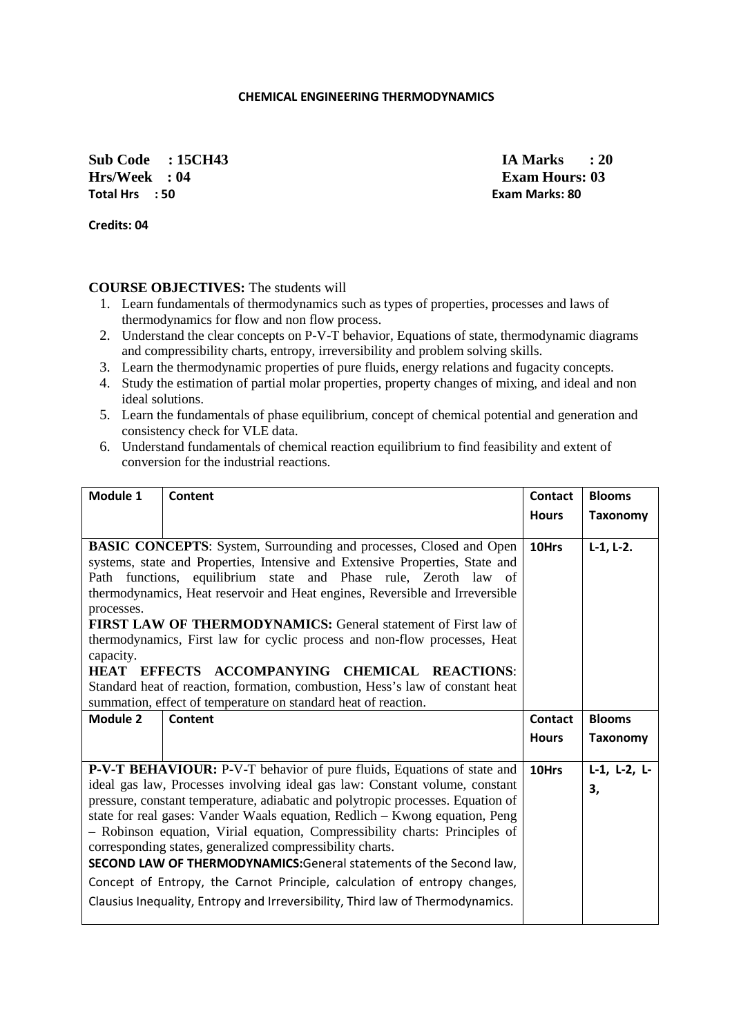## CHEMICAL ENGINEERING THERMODYNAMICS

**Sub Code : 15CH43** **IA Marks : 20**
**Hrs/Week : 04** **Exam Hours: 03**
**Total Hrs : 50** **Exam Marks: 80**

**Credits: 04**

**COURSE OBJECTIVES:** The students will

1. Learn fundamentals of thermodynamics such as types of properties, processes and laws of thermodynamics for flow and non flow process.
2. Understand the clear concepts on P-V-T behavior, Equations of state, thermodynamic diagrams and compressibility charts, entropy, irreversibility and problem solving skills.
3. Learn the thermodynamic properties of pure fluids, energy relations and fugacity concepts.
4. Study the estimation of partial molar properties, property changes of mixing, and ideal and non ideal solutions.
5. Learn the fundamentals of phase equilibrium, concept of chemical potential and generation and consistency check for VLE data.
6. Understand fundamentals of chemical reaction equilibrium to find feasibility and extent of conversion for the industrial reactions.

| Module 1 | Content | Contact Hours | Blooms Taxonomy |
|---|---|---|---|
| **BASIC CONCEPTS**: System, Surrounding and processes, Closed and Open systems, state and Properties, Intensive and Extensive Properties, State and Path functions, equilibrium state and Phase rule, Zeroth law of thermodynamics, Heat reservoir and Heat engines, Reversible and Irreversible processes.<br>**FIRST LAW OF THERMODYNAMICS:** General statement of First law of thermodynamics, First law for cyclic process and non-flow processes, Heat capacity.<br>**HEAT EFFECTS ACCOMPANYING CHEMICAL REACTIONS**: Standard heat of reaction, formation, combustion, Hess's law of constant heat summation, effect of temperature on standard heat of reaction. | | 10Hrs | L-1, L-2. |
| **Module 2** | **Content** | **Contact Hours** | **Blooms Taxonomy** |
| **P-V-T BEHAVIOUR:** P-V-T behavior of pure fluids, Equations of state and ideal gas law, Processes involving ideal gas law: Constant volume, constant pressure, constant temperature, adiabatic and polytropic processes. Equation of state for real gases: Vander Waals equation, Redlich – Kwong equation, Peng – Robinson equation, Virial equation, Compressibility charts: Principles of corresponding states, generalized compressibility charts.<br>**SECOND LAW OF THERMODYNAMICS:** General statements of the Second law, Concept of Entropy, the Carnot Principle, calculation of entropy changes, Clausius Inequality, Entropy and Irreversibility, Third law of Thermodynamics. | | 10Hrs | L-1, L-2, L-3, |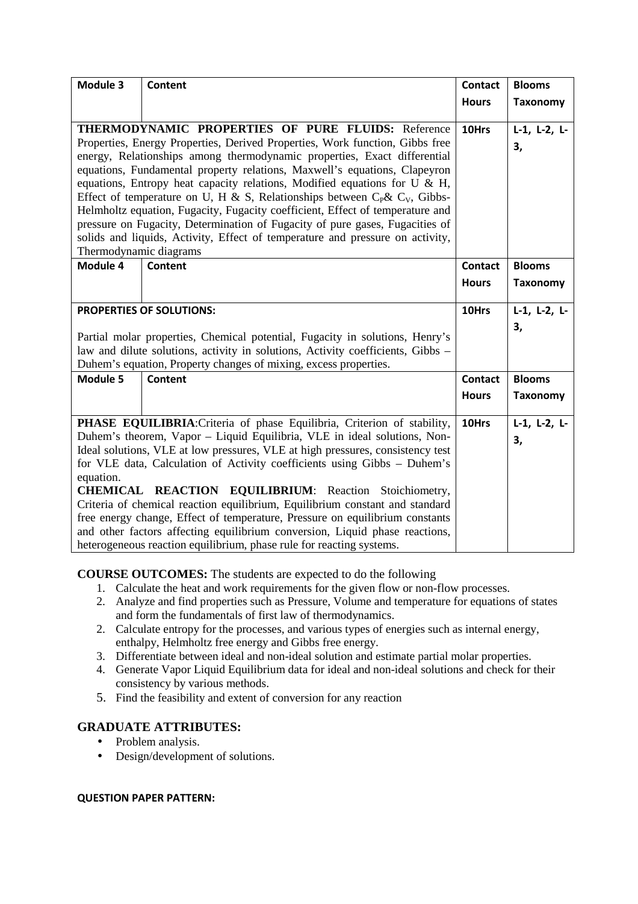| Module 3 | Content | Contact Hours | Blooms Taxonomy |
|---|---|---|---|
| **THERMODYNAMIC PROPERTIES OF PURE FLUIDS:** Reference Properties, Energy Properties, Derived Properties, Work function, Gibbs free energy, Relationships among thermodynamic properties, Exact differential equations, Fundamental property relations, Maxwell's equations, Clapeyron equations, Entropy heat capacity relations, Modified equations for U & H, Effect of temperature on U, H & S, Relationships between $C_P$& $C_V$, Gibbs-Helmholtz equation, Fugacity, Fugacity coefficient, Effect of temperature and pressure on Fugacity, Determination of Fugacity of pure gases, Fugacities of solids and liquids, Activity, Effect of temperature and pressure on activity, Thermodynamic diagrams | | 10Hrs | L-1, L-2, L-3, |
| **Module 4** | **Content** | **Contact Hours** | **Blooms Taxonomy** |
| **PROPERTIES OF SOLUTIONS:** Partial molar properties, Chemical potential, Fugacity in solutions, Henry's law and dilute solutions, activity in solutions, Activity coefficients, Gibbs – Duhem's equation, Property changes of mixing, excess properties. | | 10Hrs | L-1, L-2, L-3, |
| **Module 5** | **Content** | **Contact Hours** | **Blooms Taxonomy** |
| **PHASE EQUILIBRIA**:Criteria of phase Equilibria, Criterion of stability, Duhem's theorem, Vapor – Liquid Equilibria, VLE in ideal solutions, Non-Ideal solutions, VLE at low pressures, VLE at high pressures, consistency test for VLE data, Calculation of Activity coefficients using Gibbs – Duhem's equation. **CHEMICAL REACTION EQUILIBRIUM**: Reaction Stoichiometry, Criteria of chemical reaction equilibrium, Equilibrium constant and standard free energy change, Effect of temperature, Pressure on equilibrium constants and other factors affecting equilibrium conversion, Liquid phase reactions, heterogeneous reaction equilibrium, phase rule for reacting systems. | | 10Hrs | L-1, L-2, L-3, |

**COURSE OUTCOMES:** The students are expected to do the following

1. Calculate the heat and work requirements for the given flow or non-flow processes.
2. Analyze and find properties such as Pressure, Volume and temperature for equations of states and form the fundamentals of first law of thermodynamics.
2. Calculate entropy for the processes, and various types of energies such as internal energy, enthalpy, Helmholtz free energy and Gibbs free energy.
3. Differentiate between ideal and non-ideal solution and estimate partial molar properties.
4. Generate Vapor Liquid Equilibrium data for ideal and non-ideal solutions and check for their consistency by various methods.
5. Find the feasibility and extent of conversion for any reaction

## GRADUATE ATTRIBUTES:

- Problem analysis.
- Design/development of solutions.

**QUESTION PAPER PATTERN:**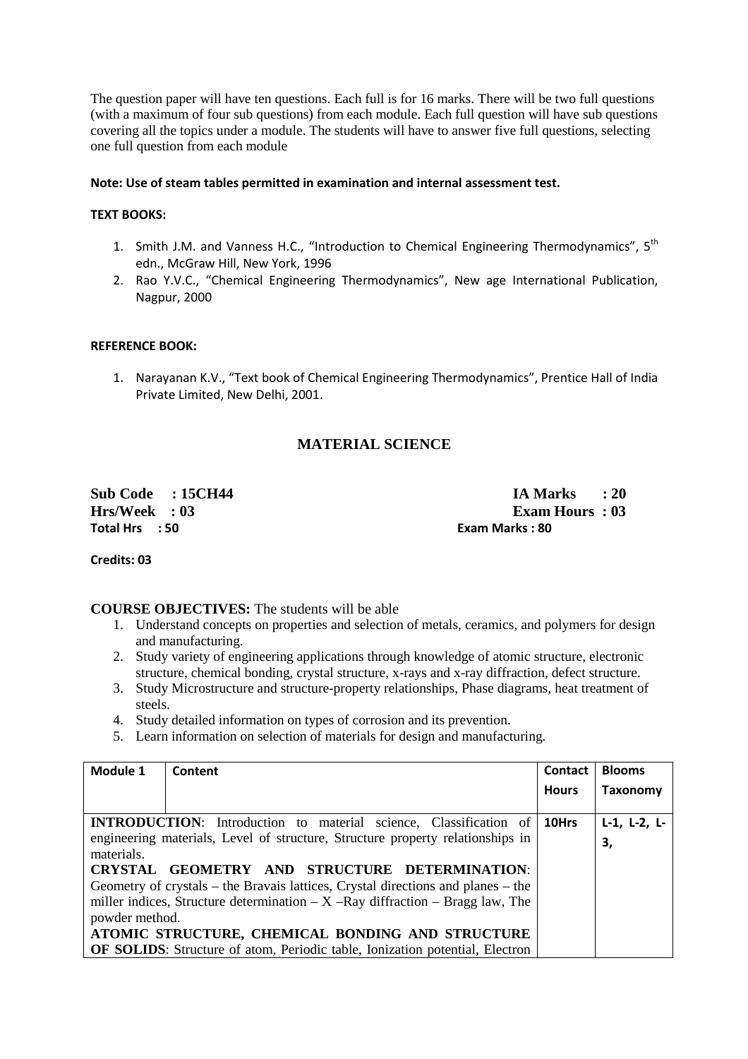The question paper will have ten questions. Each full is for 16 marks. There will be two full questions (with a maximum of four sub questions) from each module. Each full question will have sub questions covering all the topics under a module. The students will have to answer five full questions, selecting one full question from each module

**Note: Use of steam tables permitted in examination and internal assessment test.**

**TEXT BOOKS:**

1. Smith J.M. and Vanness H.C., "Introduction to Chemical Engineering Thermodynamics", 5[th] edn., McGraw Hill, New York, 1996
2. Rao Y.V.C., "Chemical Engineering Thermodynamics", New age International Publication, Nagpur, 2000

**REFERENCE BOOK:**

1. Narayanan K.V., "Text book of Chemical Engineering Thermodynamics", Prentice Hall of India Private Limited, New Delhi, 2001.

## MATERIAL SCIENCE

**Sub Code : 15CH44** **IA Marks : 20**
**Hrs/Week : 03** **Exam Hours : 03**
**Total Hrs : 50** **Exam Marks : 80**

**Credits: 03**

**COURSE OBJECTIVES:** The students will be able

1. Understand concepts on properties and selection of metals, ceramics, and polymers for design and manufacturing.
2. Study variety of engineering applications through knowledge of atomic structure, electronic structure, chemical bonding, crystal structure, x-rays and x-ray diffraction, defect structure.
3. Study Microstructure and structure-property relationships, Phase diagrams, heat treatment of steels.
4. Study detailed information on types of corrosion and its prevention.
5. Learn information on selection of materials for design and manufacturing.

| Module 1 | Content | Contact Hours | Blooms Taxonomy |
|---|---|---|---|
| **INTRODUCTION**: Introduction to material science, Classification of engineering materials, Level of structure, Structure property relationships in materials. **CRYSTAL GEOMETRY AND STRUCTURE DETERMINATION**: Geometry of crystals – the Bravais lattices, Crystal directions and planes – the miller indices, Structure determination – X –Ray diffraction – Bragg law, The powder method. **ATOMIC STRUCTURE, CHEMICAL BONDING AND STRUCTURE OF SOLIDS**: Structure of atom, Periodic table, Ionization potential, Electron | | 10Hrs | L-1, L-2, L-3, |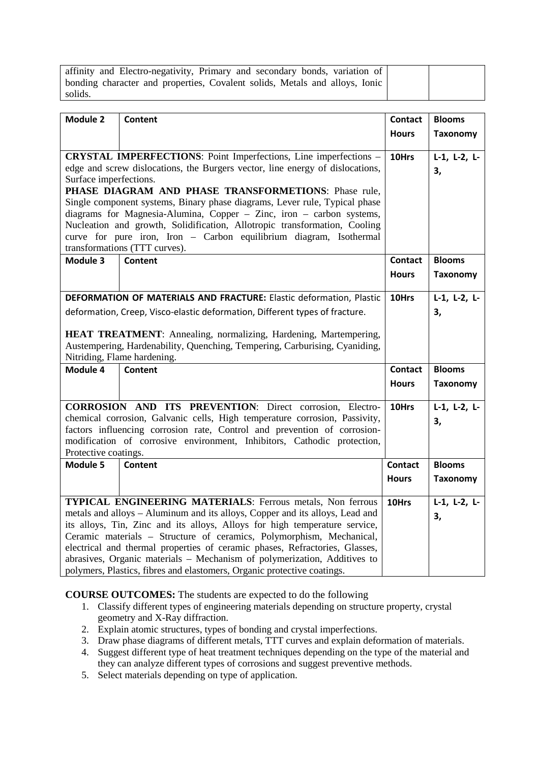| | | |
|---|---|---|
| affinity and Electro-negativity, Primary and secondary bonds, variation of bonding character and properties, Covalent solids, Metals and alloys, Ionic solids. | | |

| Module 2 | Content | Contact Hours | Blooms Taxonomy |
|---|---|---|---|
| **CRYSTAL IMPERFECTIONS**: Point Imperfections, Line imperfections – edge and screw dislocations, the Burgers vector, line energy of dislocations, Surface imperfections. **PHASE DIAGRAM AND PHASE TRANSFORMETIONS**: Phase rule, Single component systems, Binary phase diagrams, Lever rule, Typical phase diagrams for Magnesia-Alumina, Copper – Zinc, iron – carbon systems, Nucleation and growth, Solidification, Allotropic transformation, Cooling curve for pure iron, Iron – Carbon equilibrium diagram, Isothermal transformations (TTT curves). | | 10Hrs | L-1, L-2, L-3, |
| **Module 3** | **Content** | **Contact Hours** | **Blooms Taxonomy** |
| **DEFORMATION OF MATERIALS AND FRACTURE:** Elastic deformation, Plastic deformation, Creep, Visco-elastic deformation, Different types of fracture. **HEAT TREATMENT**: Annealing, normalizing, Hardening, Martempering, Austempering, Hardenability, Quenching, Tempering, Carburising, Cyaniding, Nitriding, Flame hardening. | | 10Hrs | L-1, L-2, L-3, |
| **Module 4** | **Content** | **Contact Hours** | **Blooms Taxonomy** |
| **CORROSION AND ITS PREVENTION**: Direct corrosion, Electro-chemical corrosion, Galvanic cells, High temperature corrosion, Passivity, factors influencing corrosion rate, Control and prevention of corrosion-modification of corrosive environment, Inhibitors, Cathodic protection, Protective coatings. | | 10Hrs | L-1, L-2, L-3, |
| **Module 5** | **Content** | **Contact Hours** | **Blooms Taxonomy** |
| **TYPICAL ENGINEERING MATERIALS**: Ferrous metals, Non ferrous metals and alloys – Aluminum and its alloys, Copper and its alloys, Lead and its alloys, Tin, Zinc and its alloys, Alloys for high temperature service, Ceramic materials – Structure of ceramics, Polymorphism, Mechanical, electrical and thermal properties of ceramic phases, Refractories, Glasses, abrasives, Organic materials – Mechanism of polymerization, Additives to polymers, Plastics, fibres and elastomers, Organic protective coatings. | | 10Hrs | L-1, L-2, L-3, |

**COURSE OUTCOMES:** The students are expected to do the following

1. Classify different types of engineering materials depending on structure property, crystal geometry and X-Ray diffraction.
2. Explain atomic structures, types of bonding and crystal imperfections.
3. Draw phase diagrams of different metals, TTT curves and explain deformation of materials.
4. Suggest different type of heat treatment techniques depending on the type of the material and they can analyze different types of corrosions and suggest preventive methods.
5. Select materials depending on type of application.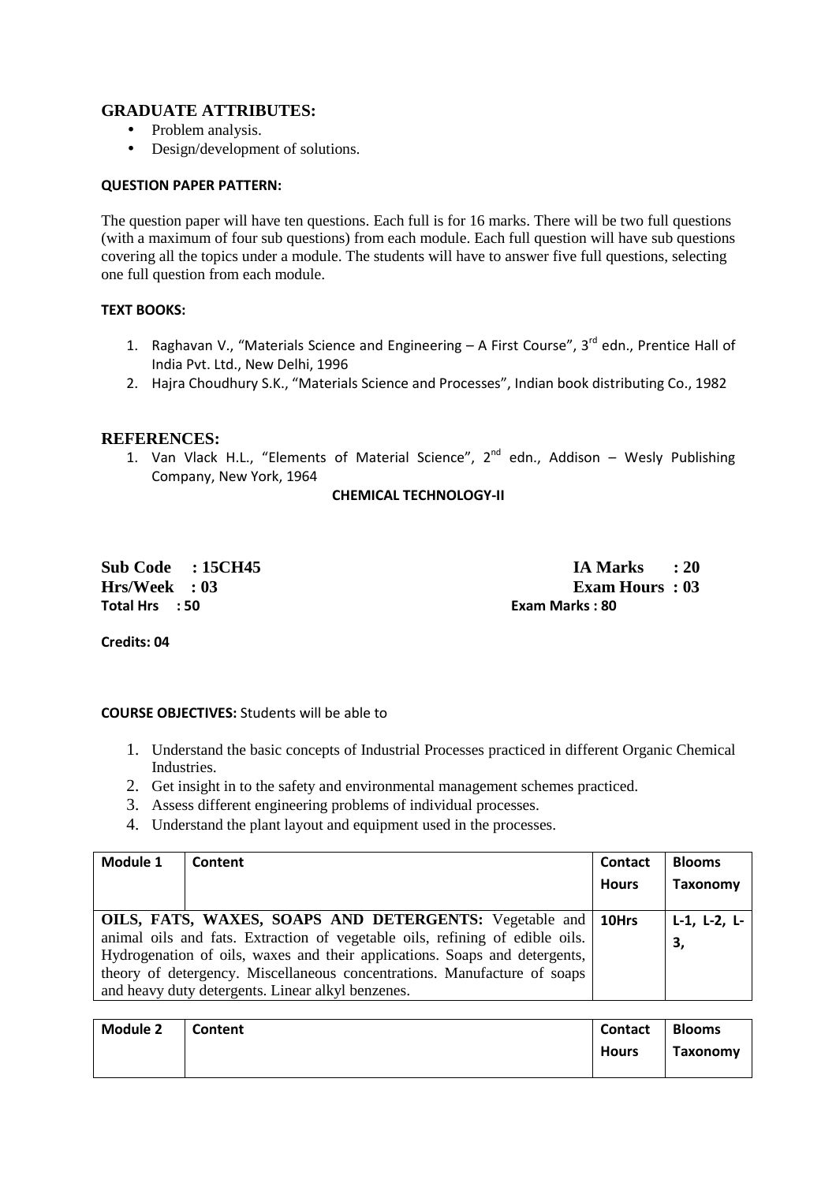## GRADUATE ATTRIBUTES:

- Problem analysis.
- Design/development of solutions.

**QUESTION PAPER PATTERN:**

The question paper will have ten questions. Each full is for 16 marks. There will be two full questions (with a maximum of four sub questions) from each module. Each full question will have sub questions covering all the topics under a module. The students will have to answer five full questions, selecting one full question from each module.

**TEXT BOOKS:**

1. Raghavan V., "Materials Science and Engineering – A First Course", 3rd edn., Prentice Hall of India Pvt. Ltd., New Delhi, 1996
2. Hajra Choudhury S.K., "Materials Science and Processes", Indian book distributing Co., 1982

## REFERENCES:

1. Van Vlack H.L., "Elements of Material Science", 2nd edn., Addison – Wesly Publishing Company, New York, 1964

**CHEMICAL TECHNOLOGY-II**

**Sub Code : 15CH45** | **IA Marks : 20**
**Hrs/Week : 03** | **Exam Hours : 03**
**Total Hrs : 50** | **Exam Marks : 80**

**Credits: 04**

**COURSE OBJECTIVES:** Students will be able to

1. Understand the basic concepts of Industrial Processes practiced in different Organic Chemical Industries.
2. Get insight in to the safety and environmental management schemes practiced.
3. Assess different engineering problems of individual processes.
4. Understand the plant layout and equipment used in the processes.

| Module 1 | Content | Contact Hours | Blooms Taxonomy |
|---|---|---|---|
| **OILS, FATS, WAXES, SOAPS AND DETERGENTS:** Vegetable and animal oils and fats. Extraction of vegetable oils, refining of edible oils. Hydrogenation of oils, waxes and their applications. Soaps and detergents, theory of detergency. Miscellaneous concentrations. Manufacture of soaps and heavy duty detergents. Linear alkyl benzenes. | | 10Hrs | L-1, L-2, L-3, |

| Module 2 | Content | Contact Hours | Blooms Taxonomy |
|---|---|---|---|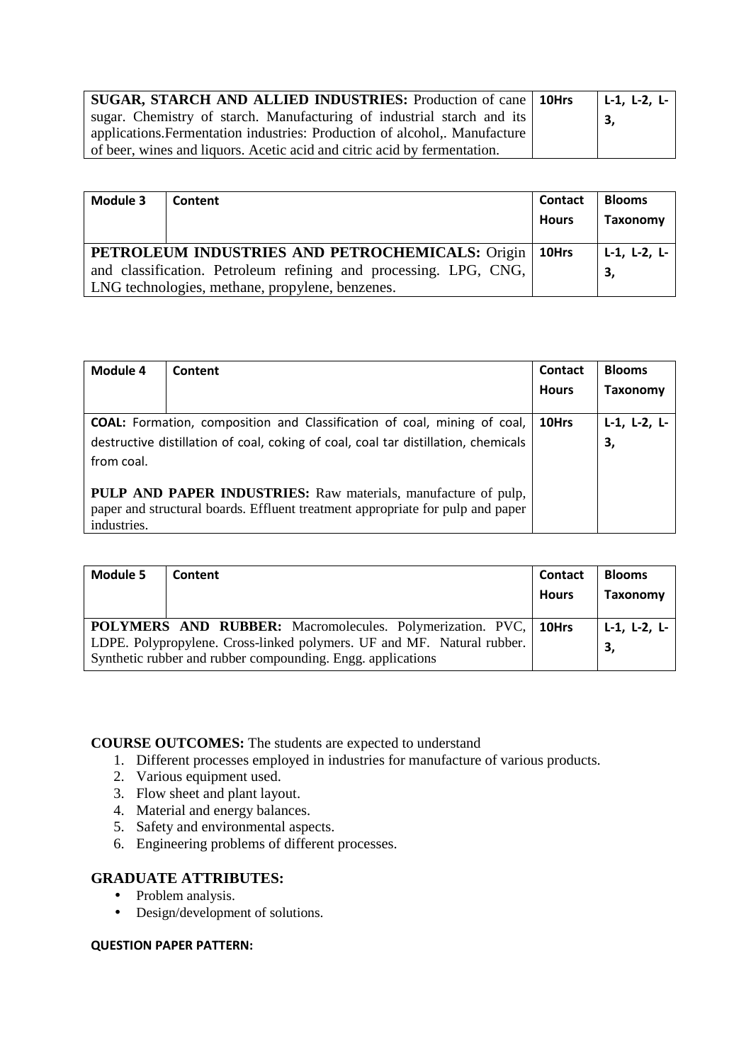| SUGAR, STARCH AND ALLIED INDUSTRIES: Production of cane sugar. Chemistry of starch. Manufacturing of industrial starch and its applications.Fermentation industries: Production of alcohol,. Manufacture of beer, wines and liquors. Acetic acid and citric acid by fermentation. | 10Hrs | L-1, L-2, L-3, |
|---|---|---|

| Module 3 | Content | Contact Hours | Blooms Taxonomy |
|---|---|---|---|
| **PETROLEUM INDUSTRIES AND PETROCHEMICALS:** Origin and classification. Petroleum refining and processing. LPG, CNG, LNG technologies, methane, propylene, benzenes. | | 10Hrs | L-1, L-2, L-3, |

| Module 4 | Content | Contact Hours | Blooms Taxonomy |
|---|---|---|---|
| **COAL:** Formation, composition and Classification of coal, mining of coal, destructive distillation of coal, coking of coal, coal tar distillation, chemicals from coal.<br><br>**PULP AND PAPER INDUSTRIES:** Raw materials, manufacture of pulp, paper and structural boards. Effluent treatment appropriate for pulp and paper industries. | | 10Hrs | L-1, L-2, L-3, |

| Module 5 | Content | Contact Hours | Blooms Taxonomy |
|---|---|---|---|
| **POLYMERS AND RUBBER:** Macromolecules. Polymerization. PVC, LDPE. Polypropylene. Cross-linked polymers. UF and MF. Natural rubber. Synthetic rubber and rubber compounding. Engg. applications | | 10Hrs | L-1, L-2, L-3, |

**COURSE OUTCOMES:** The students are expected to understand

1. Different processes employed in industries for manufacture of various products.
2. Various equipment used.
3. Flow sheet and plant layout.
4. Material and energy balances.
5. Safety and environmental aspects.
6. Engineering problems of different processes.

## GRADUATE ATTRIBUTES:

- Problem analysis.
- Design/development of solutions.

**QUESTION PAPER PATTERN:**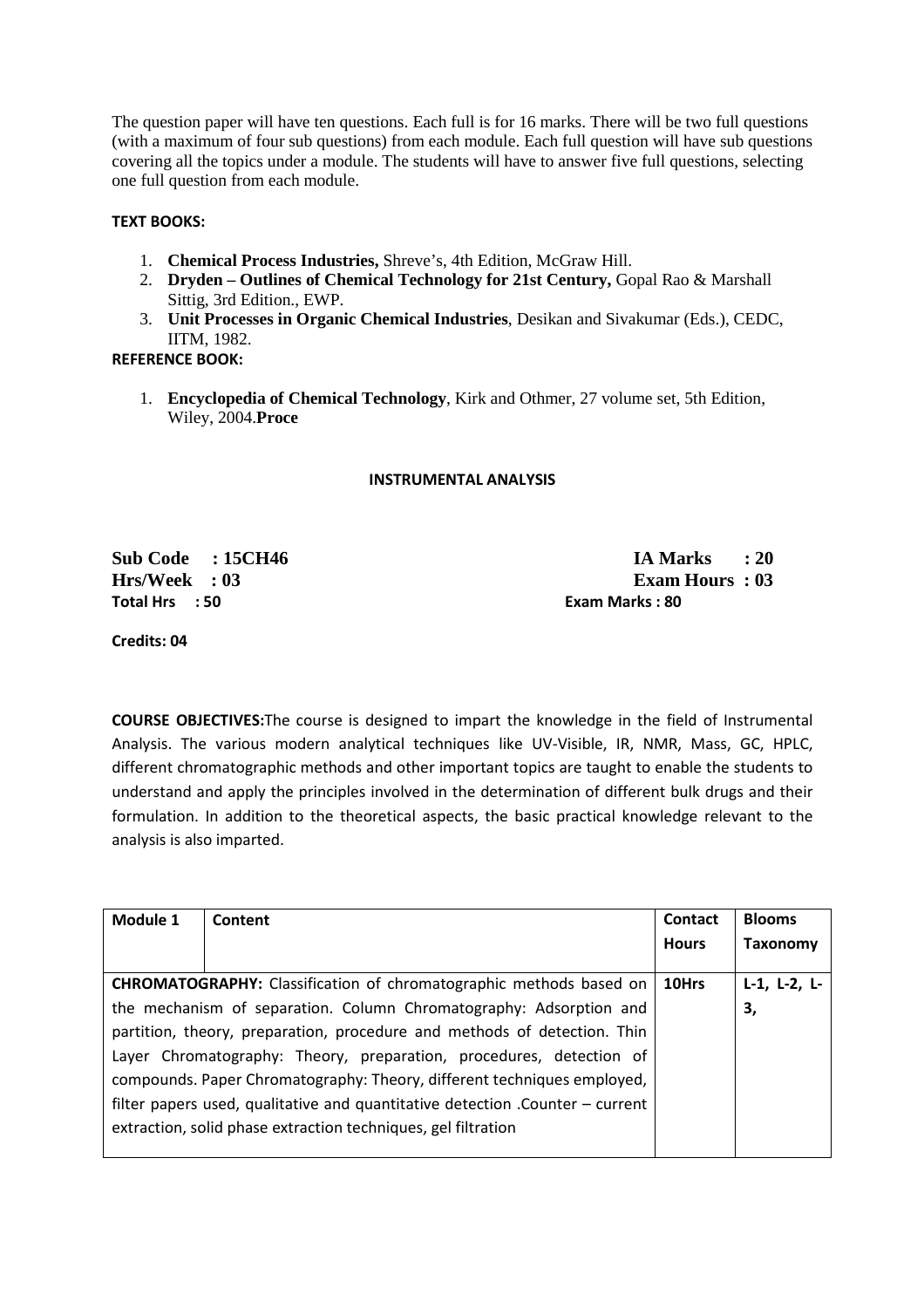The question paper will have ten questions. Each full is for 16 marks. There will be two full questions (with a maximum of four sub questions) from each module. Each full question will have sub questions covering all the topics under a module. The students will have to answer five full questions, selecting one full question from each module.

**TEXT BOOKS:**

1. **Chemical Process Industries,** Shreve's, 4th Edition, McGraw Hill.
2. **Dryden – Outlines of Chemical Technology for 21st Century,** Gopal Rao & Marshall Sittig, 3rd Edition., EWP.
3. **Unit Processes in Organic Chemical Industries**, Desikan and Sivakumar (Eds.), CEDC, IITM, 1982.

**REFERENCE BOOK:**

1. **Encyclopedia of Chemical Technology**, Kirk and Othmer, 27 volume set, 5th Edition, Wiley, 2004.**Proce**

## INSTRUMENTAL ANALYSIS

**Sub Code : 15CH46** **IA Marks : 20**
**Hrs/Week : 03** **Exam Hours : 03**
**Total Hrs : 50** **Exam Marks : 80**

**Credits: 04**

**COURSE OBJECTIVES:**The course is designed to impart the knowledge in the field of Instrumental Analysis. The various modern analytical techniques like UV-Visible, IR, NMR, Mass, GC, HPLC, different chromatographic methods and other important topics are taught to enable the students to understand and apply the principles involved in the determination of different bulk drugs and their formulation. In addition to the theoretical aspects, the basic practical knowledge relevant to the analysis is also imparted.

| Module 1 | Content | Contact Hours | Blooms Taxonomy |
|---|---|---|---|
| **CHROMATOGRAPHY:** Classification of chromatographic methods based on the mechanism of separation. Column Chromatography: Adsorption and partition, theory, preparation, procedure and methods of detection. Thin Layer Chromatography: Theory, preparation, procedures, detection of compounds. Paper Chromatography: Theory, different techniques employed, filter papers used, qualitative and quantitative detection .Counter – current extraction, solid phase extraction techniques, gel filtration | | 10Hrs | L-1, L-2, L-3, |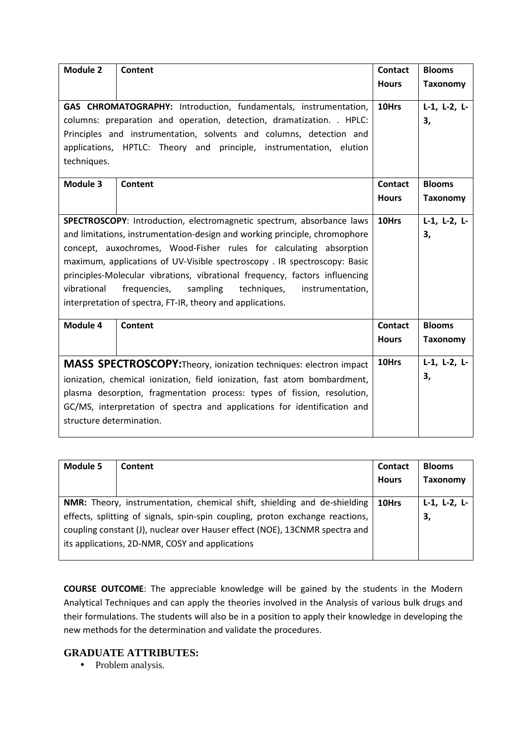| Module 2 | Content | Contact Hours | Blooms Taxonomy |
|---|---|---|---|
| **GAS CHROMATOGRAPHY:** Introduction, fundamentals, instrumentation, columns: preparation and operation, detection, dramatization. . HPLC: Principles and instrumentation, solvents and columns, detection and applications, HPTLC: Theory and principle, instrumentation, elution techniques. | | 10Hrs | L-1, L-2, L-3, |

| Module 3 | Content | Contact Hours | Blooms Taxonomy |
|---|---|---|---|
| **SPECTROSCOPY**: Introduction, electromagnetic spectrum, absorbance laws and limitations, instrumentation-design and working principle, chromophore concept, auxochromes, Wood-Fisher rules for calculating absorption maximum, applications of UV-Visible spectroscopy . IR spectroscopy: Basic principles-Molecular vibrations, vibrational frequency, factors influencing vibrational frequencies, sampling techniques, instrumentation, interpretation of spectra, FT-IR, theory and applications. | | 10Hrs | L-1, L-2, L-3, |

| Module 4 | Content | Contact Hours | Blooms Taxonomy |
|---|---|---|---|
| **MASS SPECTROSCOPY:** Theory, ionization techniques: electron impact ionization, chemical ionization, field ionization, fast atom bombardment, plasma desorption, fragmentation process: types of fission, resolution, GC/MS, interpretation of spectra and applications for identification and structure determination. | | 10Hrs | L-1, L-2, L-3, |

| Module 5 | Content | Contact Hours | Blooms Taxonomy |
|---|---|---|---|
| **NMR:** Theory, instrumentation, chemical shift, shielding and de-shielding effects, splitting of signals, spin-spin coupling, proton exchange reactions, coupling constant (J), nuclear over Hauser effect (NOE), 13CNMR spectra and its applications, 2D-NMR, COSY and applications | | 10Hrs | L-1, L-2, L-3, |

**COURSE OUTCOME**: The appreciable knowledge will be gained by the students in the Modern Analytical Techniques and can apply the theories involved in the Analysis of various bulk drugs and their formulations. The students will also be in a position to apply their knowledge in developing the new methods for the determination and validate the procedures.

## GRADUATE ATTRIBUTES:

- Problem analysis.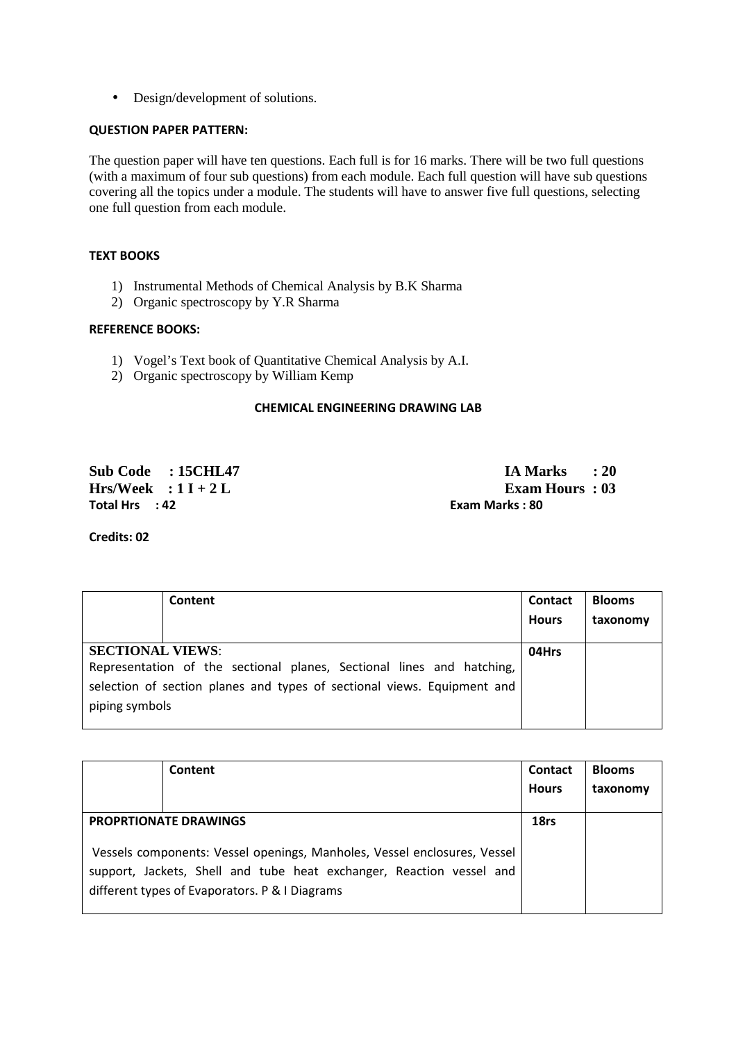- Design/development of solutions.

**QUESTION PAPER PATTERN:**

The question paper will have ten questions. Each full is for 16 marks. There will be two full questions (with a maximum of four sub questions) from each module. Each full question will have sub questions covering all the topics under a module. The students will have to answer five full questions, selecting one full question from each module.

**TEXT BOOKS**

1) Instrumental Methods of Chemical Analysis by B.K Sharma
2) Organic spectroscopy by Y.R Sharma

**REFERENCE BOOKS:**

1) Vogel's Text book of Quantitative Chemical Analysis by A.I.
2) Organic spectroscopy by William Kemp

**CHEMICAL ENGINEERING DRAWING LAB**

**Sub Code : 15CHL47** **IA Marks : 20**
**Hrs/Week : 1 I + 2 L** **Exam Hours : 03**
**Total Hrs : 42** **Exam Marks : 80**

**Credits: 02**

| | Content | Contact Hours | Blooms taxonomy |
|---|---|---|---|
| **SECTIONAL VIEWS**: Representation of the sectional planes, Sectional lines and hatching, selection of section planes and types of sectional views. Equipment and piping symbols | | 04Hrs | |

| | Content | Contact Hours | Blooms taxonomy |
|---|---|---|---|
| **PROPRTIONATE DRAWINGS** Vessels components: Vessel openings, Manholes, Vessel enclosures, Vessel support, Jackets, Shell and tube heat exchanger, Reaction vessel and different types of Evaporators. P & I Diagrams | | 18rs | |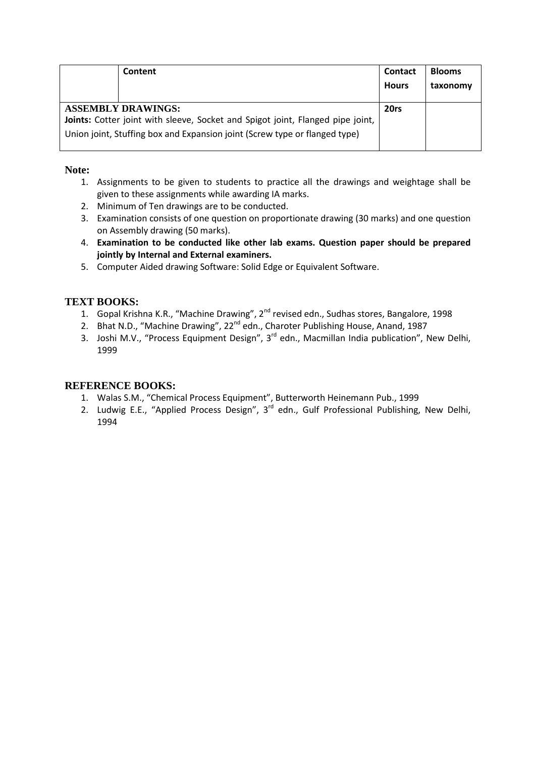|  | Content | Contact Hours | Blooms taxonomy |
|---|---|---|---|
| **ASSEMBLY DRAWINGS:**<br>**Joints:** Cotter joint with sleeve, Socket and Spigot joint, Flanged pipe joint, Union joint, Stuffing box and Expansion joint (Screw type or flanged type) | | 20rs | |

**Note:**

1. Assignments to be given to students to practice all the drawings and weightage shall be given to these assignments while awarding IA marks.
2. Minimum of Ten drawings are to be conducted.
3. Examination consists of one question on proportionate drawing (30 marks) and one question on Assembly drawing (50 marks).
4. **Examination to be conducted like other lab exams. Question paper should be prepared jointly by Internal and External examiners.**
5. Computer Aided drawing Software: Solid Edge or Equivalent Software.

## TEXT BOOKS:

1. Gopal Krishna K.R., "Machine Drawing", 2nd revised edn., Sudhas stores, Bangalore, 1998
2. Bhat N.D., "Machine Drawing", 22nd edn., Charoter Publishing House, Anand, 1987
3. Joshi M.V., "Process Equipment Design", 3rd edn., Macmillan India publication", New Delhi, 1999

## REFERENCE BOOKS:

1. Walas S.M., "Chemical Process Equipment", Butterworth Heinemann Pub., 1999
2. Ludwig E.E., "Applied Process Design", 3rd edn., Gulf Professional Publishing, New Delhi, 1994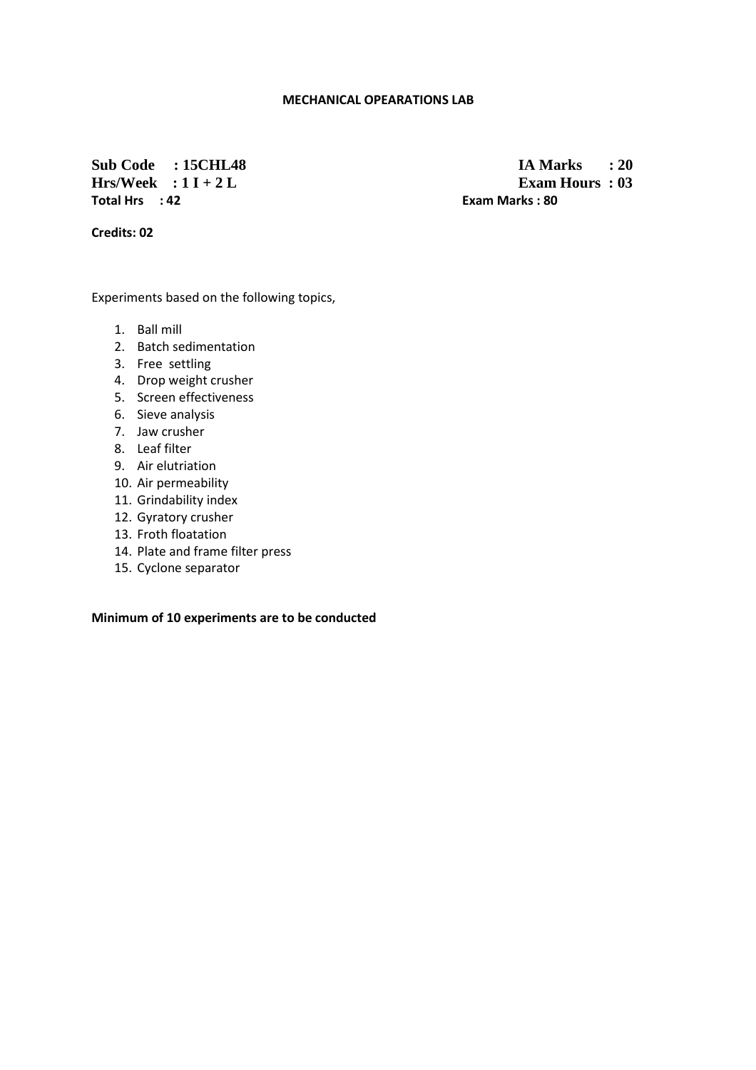# MECHANICAL OPEARATIONS LAB

**Sub Code : 15CHL48** **IA Marks : 20**
**Hrs/Week : 1 I + 2 L** **Exam Hours : 03**
**Total Hrs : 42** **Exam Marks : 80**

**Credits: 02**

Experiments based on the following topics,

1. Ball mill
2. Batch sedimentation
3. Free settling
4. Drop weight crusher
5. Screen effectiveness
6. Sieve analysis
7. Jaw crusher
8. Leaf filter
9. Air elutriation
10. Air permeability
11. Grindability index
12. Gyratory crusher
13. Froth floatation
14. Plate and frame filter press
15. Cyclone separator

**Minimum of 10 experiments are to be conducted**